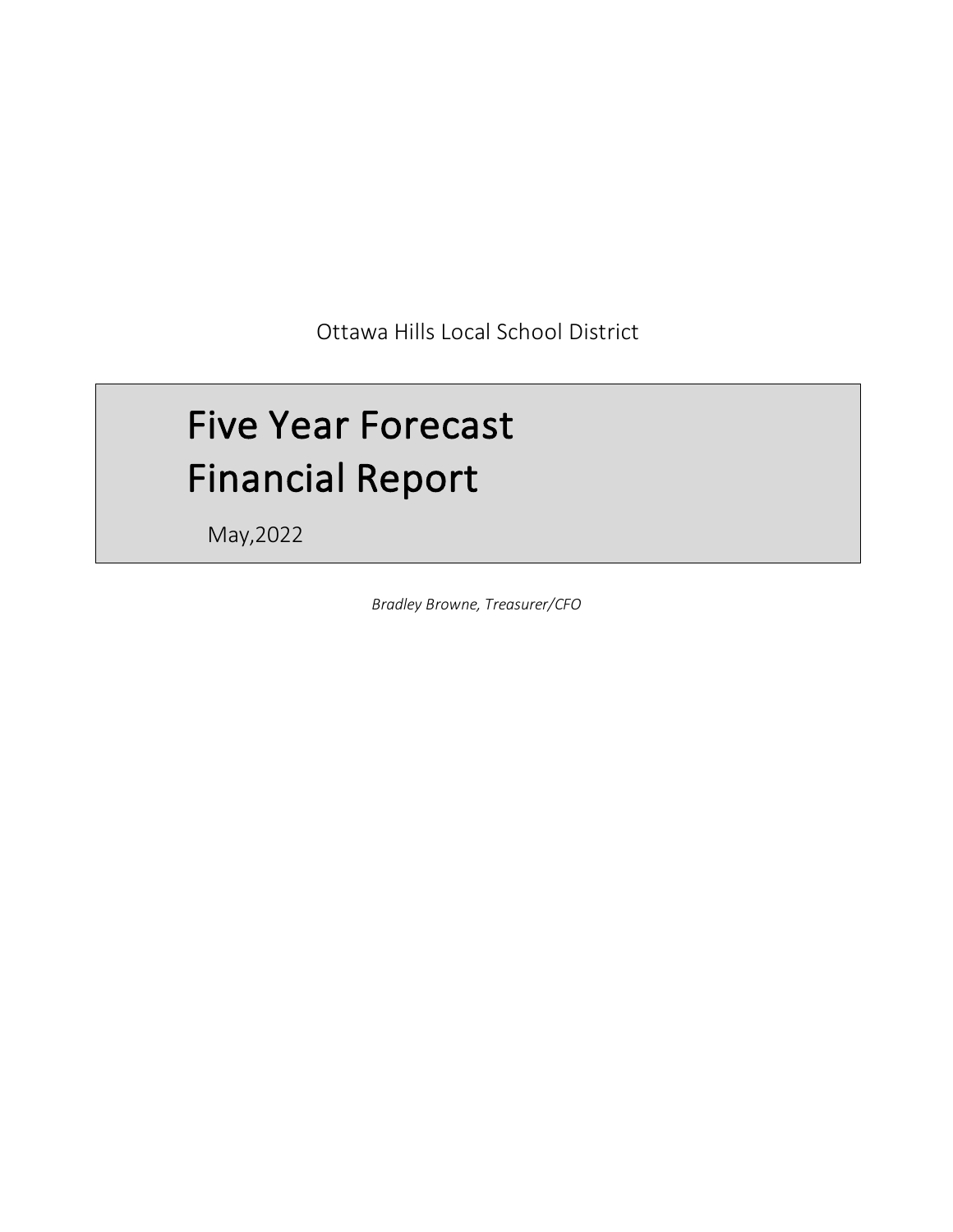Ottawa Hills Local School District

# Five Year Forecast Financial Report

May,2022

*Bradley Browne, Treasurer/CFO*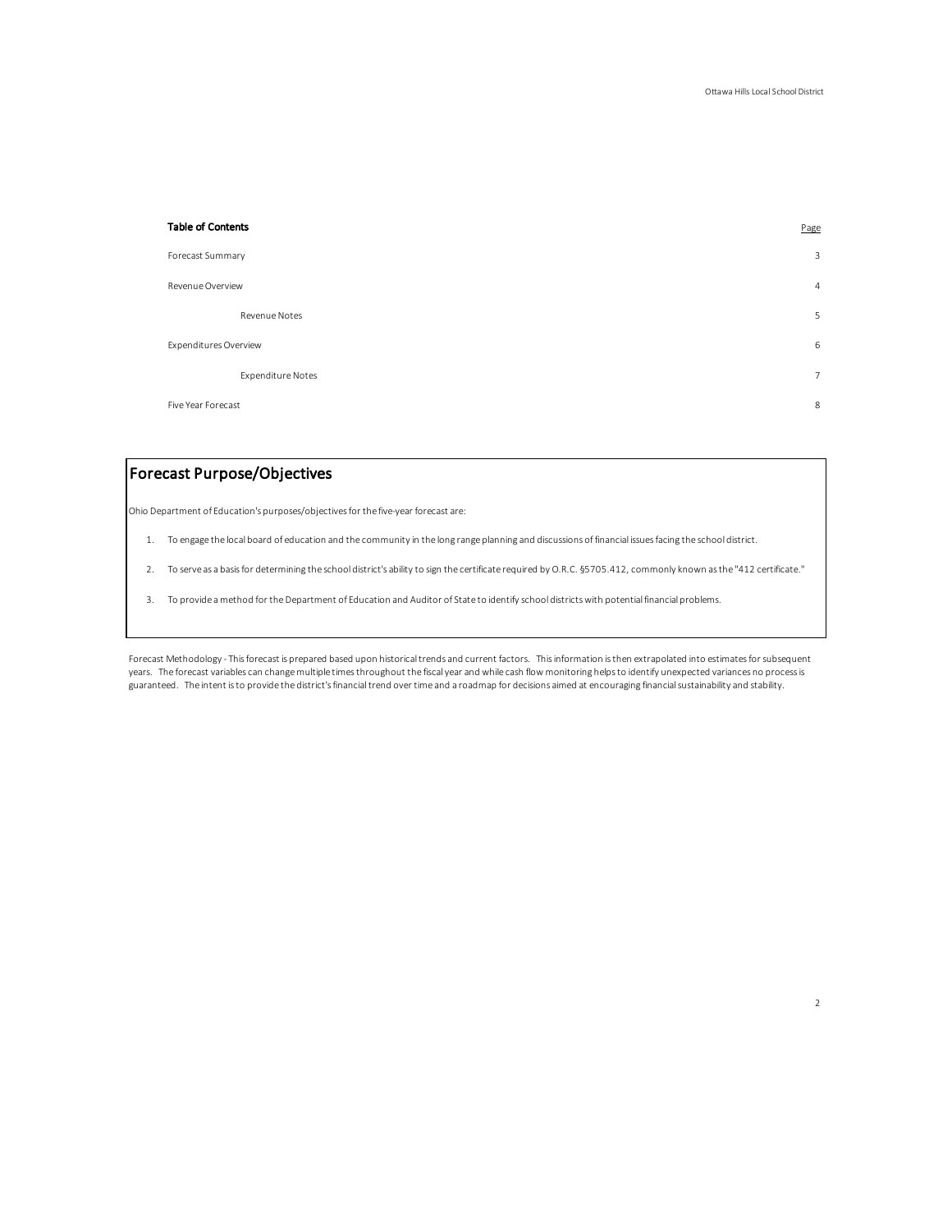## Table of Contents

| | Page |
|---|---|
| Forecast Summary | 3 |
| Revenue Overview | 4 |
| Revenue Notes | 5 |
| Expenditures Overview | 6 |
| Expenditure Notes | 7 |
| Five Year Forecast | 8 |

## Forecast Purpose/Objectives

Ohio Department of Education's purposes/objectives for the five-year forecast are:

1. To engage the local board of education and the community in the long range planning and discussions of financial issues facing the school district.
2. To serve as a basis for determining the school district's ability to sign the certificate required by O.R.C. §5705.412, commonly known as the "412 certificate."
3. To provide a method for the Department of Education and Auditor of State to identify school districts with potential financial problems.

Forecast Methodology - This forecast is prepared based upon historical trends and current factors. This information is then extrapolated into estimates for subsequent years. The forecast variables can change multiple times throughout the fiscal year and while cash flow monitoring helps to identify unexpected variances no process is guaranteed. The intent is to provide the district's financial trend over time and a roadmap for decisions aimed at encouraging financial sustainability and stability.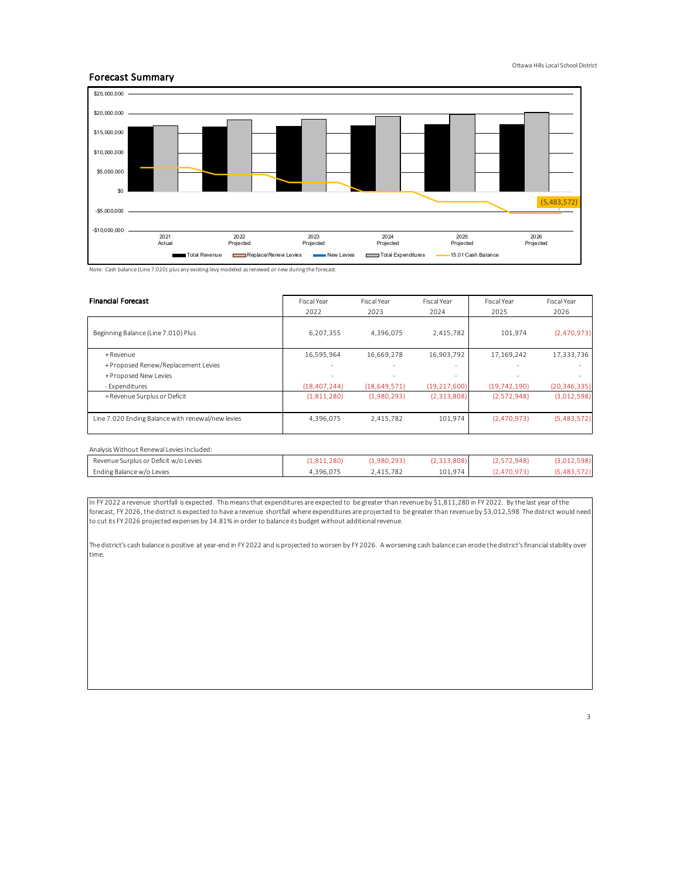## Forecast Summary

Note: Cash balance (Line 7.020) plus any existing levy modeled as renewed or new during the forecast.

| **Financial Forecast** | Fiscal Year 2022 | Fiscal Year 2023 | Fiscal Year 2024 | Fiscal Year 2025 | Fiscal Year 2026 |
|---|---|---|---|---|---|
| Beginning Balance (Line 7.010) Plus | 6,207,355 | 4,396,075 | 2,415,782 | 101,974 | (2,470,973) |
| + Revenue | 16,595,964 | 16,669,278 | 16,903,792 | 17,169,242 | 17,333,736 |
| + Proposed Renew/Replacement Levies | - | - | - | - | - |
| + Proposed New Levies | - | - | - | - | - |
| - Expenditures | (18,407,244) | (18,649,571) | (19,217,600) | (19,742,190) | (20,346,335) |
| = Revenue Surplus or Deficit | (1,811,280) | (1,980,293) | (2,313,808) | (2,572,948) | (3,012,598) |
| Line 7.020 Ending Balance with renewal/new levies | 4,396,075 | 2,415,782 | 101,974 | (2,470,973) | (5,483,572) |

Analysis Without Renewal Levies Included:

| | | | | | |
|---|---|---|---|---|---|
| Revenue Surplus or Deficit w/o Levies | (1,811,280) | (1,980,293) | (2,313,808) | (2,572,948) | (3,012,598) |
| Ending Balance w/o Levies | 4,396,075 | 2,415,782 | 101,974 | (2,470,973) | (5,483,572) |

In FY 2022 a revenue shortfall is expected. This means that expenditures are expected to be greater than revenue by $1,811,280 in FY 2022. By the last year of the forecast, FY 2026, the district is expected to have a revenue shortfall where expenditures are projected to be greater than revenue by $3,012,598 The district would need to cut its FY 2026 projected expenses by 14.81% in order to balance its budget without additional revenue.

The district's cash balance is positive at year-end in FY 2022 and is projected to worsen by FY 2026. A worsening cash balance can erode the district's financial stability over time.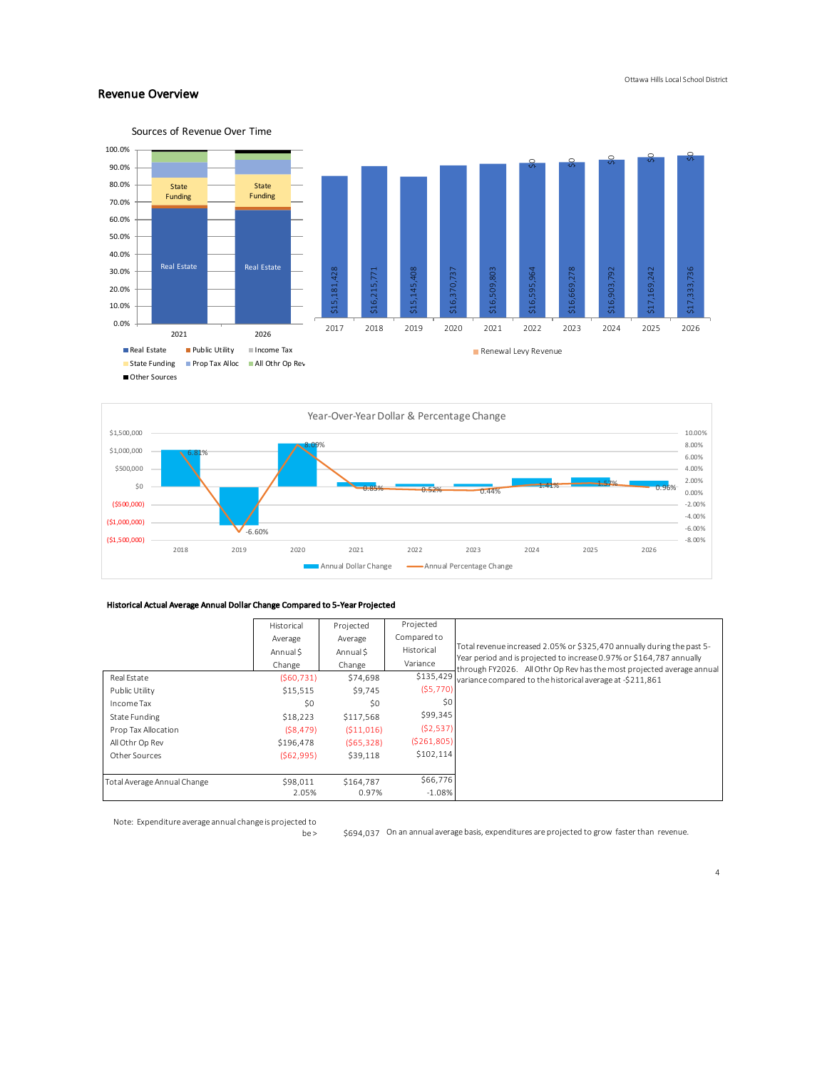## Revenue Overview

### Sources of Revenue Over Time

| | 2021 | 2026 |
|---|---|---|
| Real Estate | Real Estate | Real Estate |
| State Funding | State Funding | State Funding |

Legend: Real Estate, Public Utility, Income Tax, State Funding, Prop Tax Alloc, All Othr Op Rev, Other Sources

| Year | Revenue | Renewal Levy Revenue |
|---|---|---|
| 2017 | $15,181,428 | |
| 2018 | $16,215,771 | |
| 2019 | $15,145,408 | |
| 2020 | $16,370,737 | |
| 2021 | $16,509,803 | |
| 2022 | $16,595,964 | $0 |
| 2023 | $16,669,278 | $0 |
| 2024 | $16,903,792 | $0 |
| 2025 | $17,169,242 | $0 |
| 2026 | $17,333,736 | $0 |

### Year-Over-Year Dollar & Percentage Change

| Year | Annual Percentage Change |
|---|---|
| 2018 | 6.81% |
| 2019 | -6.60% |
| 2020 | 8.09% |
| 2021 | 0.85% |
| 2022 | 0.52% |
| 2023 | 0.44% |
| 2024 | 1.41% |
| 2025 | 1.57% |
| 2026 | 0.96% |

Legend: Annual Dollar Change, Annual Percentage Change

#### Historical Actual Average Annual Dollar Change Compared to 5-Year Projected

| | Historical Average Annual $ Change | Projected Average Annual $ Change | Projected Compared to Historical Variance |
|---|---|---|---|
| Real Estate | ($60,731) | $74,698 | $135,429 |
| Public Utility | $15,515 | $9,745 | ($5,770) |
| Income Tax | $0 | $0 | $0 |
| State Funding | $18,223 | $117,568 | $99,345 |
| Prop Tax Allocation | ($8,479) | ($11,016) | ($2,537) |
| All Othr Op Rev | $196,478 | ($65,328) | ($261,805) |
| Other Sources | ($62,995) | $39,118 | $102,114 |
| Total Average Annual Change | $98,011 | $164,787 | $66,776 |
| | 2.05% | 0.97% | -1.08% |

Total revenue increased 2.05% or $325,470 annually during the past 5-Year period and is projected to increase 0.97% or $164,787 annually through FY2026. All Othr Op Rev has the most projected average annual variance compared to the historical average at -$211,861

Note: Expenditure average annual change is projected to be > $694,037 On an annual average basis, expenditures are projected to grow faster than revenue.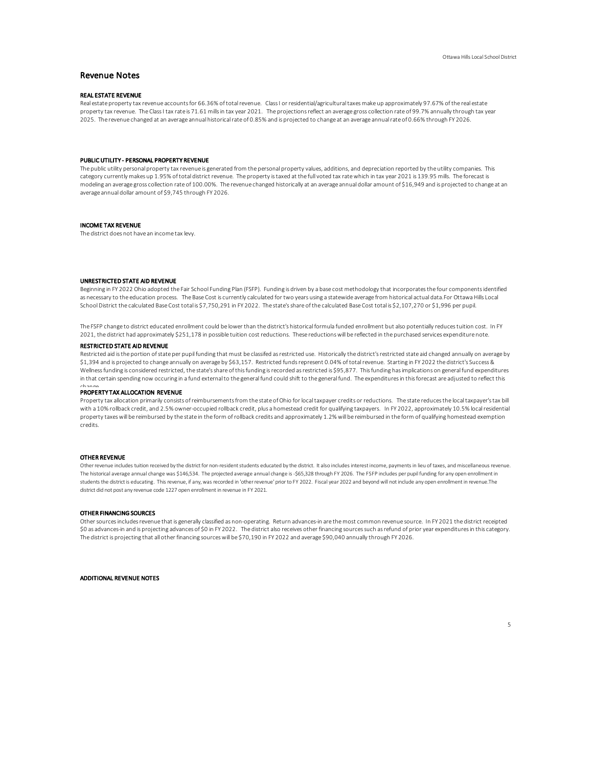## Revenue Notes

### REAL ESTATE REVENUE

Real estate property tax revenue accounts for 66.36% of total revenue. Class I or residential/agricultural taxes make up approximately 97.67% of the real estate property tax revenue. The Class I tax rate is 71.61 mills in tax year 2021. The projections reflect an average gross collection rate of 99.7% annually through tax year 2025. The revenue changed at an average annual historical rate of 0.85% and is projected to change at an average annual rate of 0.66% through FY 2026.

### PUBLIC UTILITY - PERSONAL PROPERTY REVENUE

The public utility personal property tax revenue is generated from the personal property values, additions, and depreciation reported by the utility companies. This category currently makes up 1.95% of total district revenue. The property is taxed at the full voted tax rate which in tax year 2021 is 139.95 mills. The forecast is modeling an average gross collection rate of 100.00%. The revenue changed historically at an average annual dollar amount of $16,949 and is projected to change at an average annual dollar amount of $9,745 through FY 2026.

### INCOME TAX REVENUE

The district does not have an income tax levy.

### UNRESTRICTED STATE AID REVENUE

Beginning in FY 2022 Ohio adopted the Fair School Funding Plan (FSFP). Funding is driven by a base cost methodology that incorporates the four components identified as necessary to the education process. The Base Cost is currently calculated for two years using a statewide average from historical actual data.For Ottawa Hills Local School District the calculated Base Cost total is $7,750,291 in FY 2022. The state's share of the calculated Base Cost total is $2,107,270 or $1,996 per pupil.

The FSFP change to district educated enrollment could be lower than the district's historical formula funded enrollment but also potentially reduces tuition cost. In FY 2021, the district had approximately $251,178 in possible tuition cost reductions. These reductions will be reflected in the purchased services expenditure note.

### RESTRICTED STATE AID REVENUE

Restricted aid is the portion of state per pupil funding that must be classifed as restricted use. Historically the district's restricted state aid changed annually on average by $1,394 and is projected to change annually on average by $63,157. Restricted funds represent 0.04% of total revenue. Starting in FY 2022 the district's Success & Wellness funding is considered restricted, the state's share of this funding is recorded as restricted is $95,877. This funding has implications on general fund expenditures in that certain spending now occuring in a fund external to the general fund could shift to the general fund. The expenditures in this forecast are adjusted to reflect this change.

### PROPERTY TAX ALLOCATION REVENUE

Property tax allocation primarily consists of reimbursements from the state of Ohio for local taxpayer credits or reductions. The state reduces the local taxpayer's tax bill with a 10% rollback credit, and 2.5% owner-occupied rollback credit, plus a homestead credit for qualifying taxpayers. In FY 2022, approximately 10.5% local residential property taxes will be reimbursed by the state in the form of rollback credits and approximately 1.2% will be reimbursed in the form of qualifying homestead exemption credits.

### OTHER REVENUE

Other revenue includes tuition received by the district for non-resident students educated by the district. It also includes interest income, payments in lieu of taxes, and miscellaneous revenue. The historical average annual change was $146,534. The projected average annual change is -$65,328 through FY 2026. The FSFP includes per pupil funding for any open enrollment in students the district is educating. This revenue, if any, was recorded in 'other revenue' prior to FY 2022. Fiscal year 2022 and beyond will not include any open enrollment in revenue.The district did not post any revenue code 1227 open enrollment in revenue in FY 2021.

### OTHER FINANCING SOURCES

Other sources includes revenue that is generally classified as non-operating. Return advances-in are the most common revenue source. In FY 2021 the district receipted $0 as advances-in and is projecting advances of $0 in FY 2022. The district also receives other financing sources such as refund of prior year expenditures in this category. The district is projecting that all other financing sources will be $70,190 in FY 2022 and average $90,040 annually through FY 2026.

### ADDITIONAL REVENUE NOTES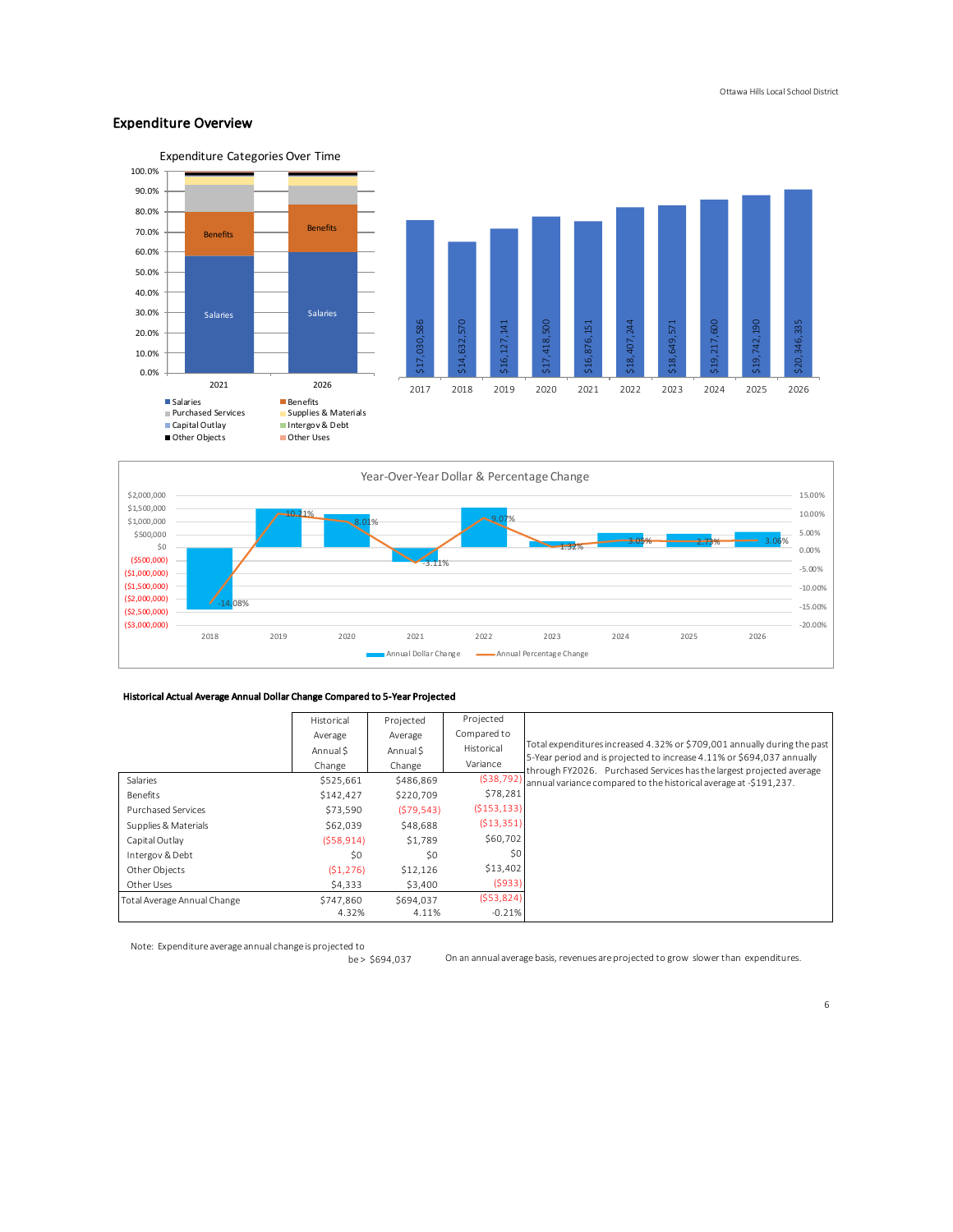## Expenditure Overview

Expenditure Categories Over Time

| | 2017 | 2018 | 2019 | 2020 | 2021 | 2022 | 2023 | 2024 | 2025 | 2026 |
|---|---|---|---|---|---|---|---|---|---|---|
| Total | $17,030,586 | $14,632,570 | $16,127,141 | $17,418,500 | $16,876,151 | $18,407,244 | $18,649,571 | $19,217,600 | $19,742,190 | $20,346,335 |

Legend: Salaries, Benefits, Purchased Services, Supplies & Materials, Capital Outlay, Intergov & Debt, Other Objects, Other Uses

Year-Over-Year Dollar & Percentage Change

| | 2018 | 2019 | 2020 | 2021 | 2022 | 2023 | 2024 | 2025 | 2026 |
|---|---|---|---|---|---|---|---|---|---|
| Annual Percentage Change | -14.08% | 10.21% | 8.01% | -3.11% | 9.07% | 1.32% | 3.05% | 2.73% | 3.06% |

#### Historical Actual Average Annual Dollar Change Compared to 5-Year Projected

| | Historical Average Annual $ Change | Projected Average Annual $ Change | Projected Compared to Historical Variance |
|---|---|---|---|
| Salaries | $525,661 | $486,869 | ($38,792) |
| Benefits | $142,427 | $220,709 | $78,281 |
| Purchased Services | $73,590 | ($79,543) | ($153,133) |
| Supplies & Materials | $62,039 | $48,688 | ($13,351) |
| Capital Outlay | ($58,914) | $1,789 | $60,702 |
| Intergov & Debt | $0 | $0 | $0 |
| Other Objects | ($1,276) | $12,126 | $13,402 |
| Other Uses | $4,333 | $3,400 | ($933) |
| Total Average Annual Change | $747,860 | $694,037 | ($53,824) |
| | 4.32% | 4.11% | -0.21% |

Total expenditures increased 4.32% or $709,001 annually during the past 5-Year period and is projected to increase 4.11% or $694,037 annually through FY2026. Purchased Services has the largest projected average annual variance compared to the historical average at -$191,237.

Note: Expenditure average annual change is projected to be > $694,037

On an annual average basis, revenues are projected to grow slower than expenditures.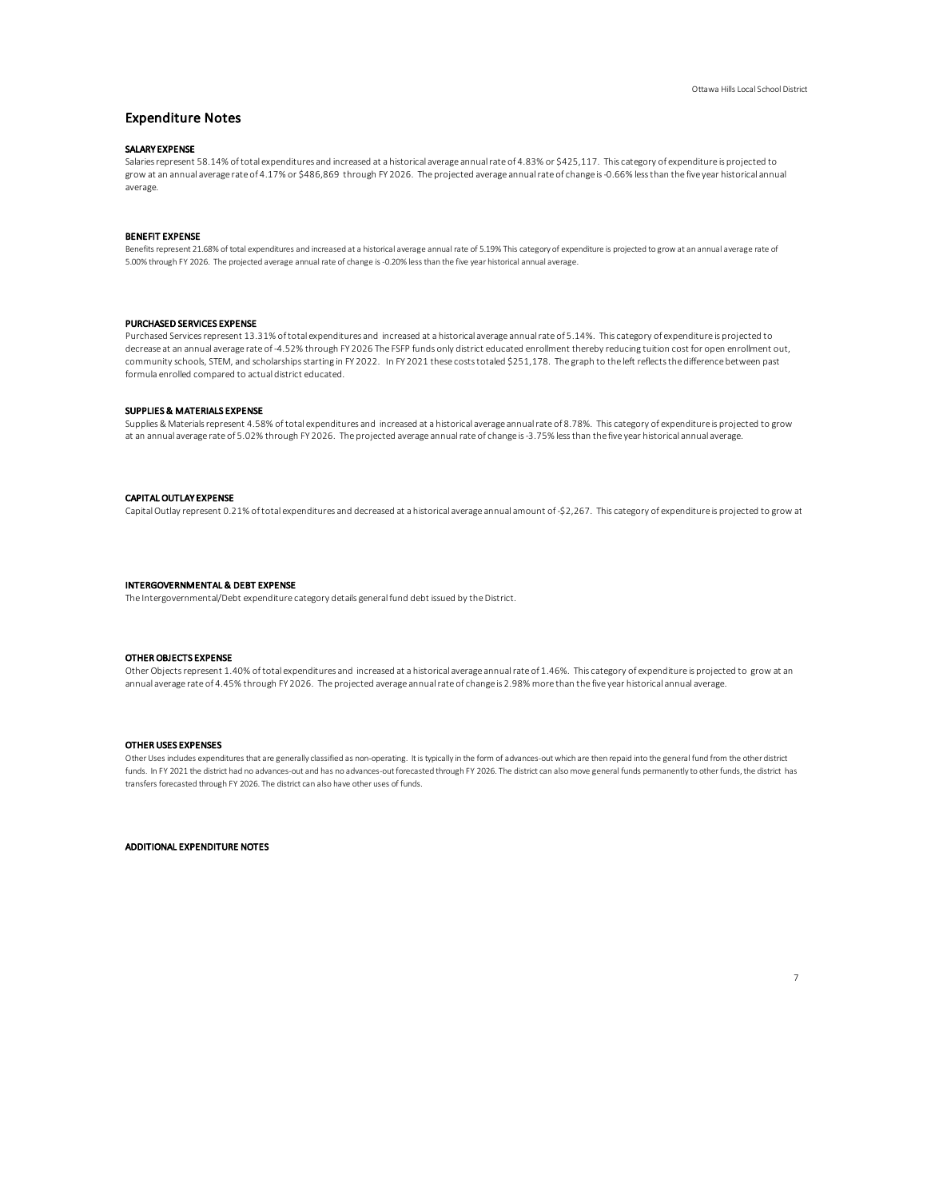# Expenditure Notes

### SALARY EXPENSE

Salaries represent 58.14% of total expenditures and increased at a historical average annual rate of 4.83% or $425,117. This category of expenditure is projected to grow at an annual average rate of 4.17% or $486,869 through FY 2026. The projected average annual rate of change is -0.66% less than the five year historical annual average.

### BENEFIT EXPENSE

Benefits represent 21.68% of total expenditures and increased at a historical average annual rate of 5.19% This category of expenditure is projected to grow at an annual average rate of 5.00% through FY 2026. The projected average annual rate of change is -0.20% less than the five year historical annual average.

### PURCHASED SERVICES EXPENSE

Purchased Services represent 13.31% of total expenditures and increased at a historical average annual rate of 5.14%. This category of expenditure is projected to decrease at an annual average rate of -4.52% through FY 2026 The FSFP funds only district educated enrollment thereby reducing tuition cost for open enrollment out, community schools, STEM, and scholarships starting in FY 2022. In FY 2021 these costs totaled $251,178. The graph to the left reflects the difference between past formula enrolled compared to actual district educated.

### SUPPLIES & MATERIALS EXPENSE

Supplies & Materials represent 4.58% of total expenditures and increased at a historical average annual rate of 8.78%. This category of expenditure is projected to grow at an annual average rate of 5.02% through FY 2026. The projected average annual rate of change is -3.75% less than the five year historical annual average.

### CAPITAL OUTLAY EXPENSE

Capital Outlay represent 0.21% of total expenditures and decreased at a historical average annual amount of -$2,267. This category of expenditure is projected to grow at

### INTERGOVERNMENTAL & DEBT EXPENSE

The Intergovernmental/Debt expenditure category details general fund debt issued by the District.

### OTHER OBJECTS EXPENSE

Other Objects represent 1.40% of total expenditures and increased at a historical average annual rate of 1.46%. This category of expenditure is projected to grow at an annual average rate of 4.45% through FY 2026. The projected average annual rate of change is 2.98% more than the five year historical annual average.

### OTHER USES EXPENSES

Other Uses includes expenditures that are generally classified as non-operating. It is typically in the form of advances-out which are then repaid into the general fund from the other district funds. In FY 2021 the district had no advances-out and has no advances-out forecasted through FY 2026. The district can also move general funds permanently to other funds, the district has transfers forecasted through FY 2026. The district can also have other uses of funds.

### ADDITIONAL EXPENDITURE NOTES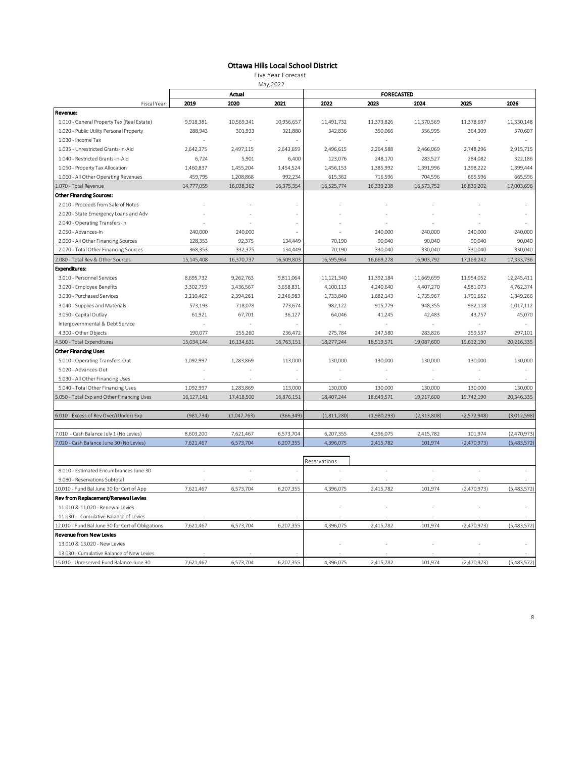# Ottawa Hills Local School District

Five Year Forecast

May, 2022

| | Actual | | | FORECASTED | | | | |
|---|---|---|---|---|---|---|---|---|
| Fiscal Year: | 2019 | 2020 | 2021 | 2022 | 2023 | 2024 | 2025 | 2026 |
| **Revenue:** | | | | | | | | |
| 1.010 - General Property Tax (Real Estate) | 9,918,381 | 10,569,341 | 10,956,657 | 11,491,732 | 11,373,826 | 11,370,569 | 11,378,697 | 11,330,148 |
| 1.020 - Public Utility Personal Property | 288,943 | 301,933 | 321,880 | 342,836 | 350,066 | 356,995 | 364,309 | 370,607 |
| 1.030 - Income Tax | - | - | - | - | - | - | - | - |
| 1.035 - Unrestricted Grants-in-Aid | 2,642,375 | 2,497,115 | 2,643,659 | 2,496,615 | 2,264,588 | 2,466,069 | 2,748,296 | 2,915,715 |
| 1.040 - Restricted Grants-in-Aid | 6,724 | 5,901 | 6,400 | 123,076 | 248,170 | 283,527 | 284,082 | 322,186 |
| 1.050 - Property Tax Allocation | 1,460,837 | 1,455,204 | 1,454,524 | 1,456,153 | 1,385,992 | 1,391,996 | 1,398,222 | 1,399,444 |
| 1.060 - All Other Operating Revenues | 459,795 | 1,208,868 | 992,234 | 615,362 | 716,596 | 704,596 | 665,596 | 665,596 |
| 1.070 - Total Revenue | 14,777,055 | 16,038,362 | 16,375,354 | 16,525,774 | 16,339,238 | 16,573,752 | 16,839,202 | 17,003,696 |
| **Other Financing Sources:** | | | | | | | | |
| 2.010 - Proceeds from Sale of Notes | - | - | - | - | - | - | - | - |
| 2.020 - State Emergency Loans and Adv | - | - | - | - | - | - | - | - |
| 2.040 - Operating Transfers-In | - | - | - | - | - | - | - | - |
| 2.050 - Advances-In | 240,000 | 240,000 | - | - | 240,000 | 240,000 | 240,000 | 240,000 |
| 2.060 - All Other Financing Sources | 128,353 | 92,375 | 134,449 | 70,190 | 90,040 | 90,040 | 90,040 | 90,040 |
| 2.070 - Total Other Financing Sources | 368,353 | 332,375 | 134,449 | 70,190 | 330,040 | 330,040 | 330,040 | 330,040 |
| 2.080 - Total Rev & Other Sources | 15,145,408 | 16,370,737 | 16,509,803 | 16,595,964 | 16,669,278 | 16,903,792 | 17,169,242 | 17,333,736 |
| **Expenditures:** | | | | | | | | |
| 3.010 - Personnel Services | 8,695,732 | 9,262,763 | 9,811,064 | 11,121,340 | 11,392,184 | 11,669,699 | 11,954,052 | 12,245,411 |
| 3.020 - Employee Benefits | 3,302,759 | 3,436,567 | 3,658,831 | 4,100,113 | 4,240,640 | 4,407,270 | 4,581,073 | 4,762,374 |
| 3.030 - Purchased Services | 2,210,462 | 2,394,261 | 2,246,983 | 1,733,840 | 1,682,143 | 1,735,967 | 1,791,652 | 1,849,266 |
| 3.040 - Supplies and Materials | 573,193 | 718,078 | 773,674 | 982,122 | 915,779 | 948,355 | 982,118 | 1,017,112 |
| 3.050 - Capital Outlay | 61,921 | 67,701 | 36,127 | 64,046 | 41,245 | 42,483 | 43,757 | 45,070 |
| Intergovernmental & Debt Service | - | - | - | - | - | - | - | - |
| 4.300 - Other Objects | 190,077 | 255,260 | 236,472 | 275,784 | 247,580 | 283,826 | 259,537 | 297,101 |
| 4.500 - Total Expenditures | 15,034,144 | 16,134,631 | 16,763,151 | 18,277,244 | 18,519,571 | 19,087,600 | 19,612,190 | 20,216,335 |
| **Other Financing Uses** | | | | | | | | |
| 5.010 - Operating Transfers-Out | 1,092,997 | 1,283,869 | 113,000 | 130,000 | 130,000 | 130,000 | 130,000 | 130,000 |
| 5.020 - Advances-Out | - | - | - | - | - | - | - | - |
| 5.030 - All Other Financing Uses | - | - | - | - | - | - | - | - |
| 5.040 - Total Other Financing Uses | 1,092,997 | 1,283,869 | 113,000 | 130,000 | 130,000 | 130,000 | 130,000 | 130,000 |
| 5.050 - Total Exp and Other Financing Uses | 16,127,141 | 17,418,500 | 16,876,151 | 18,407,244 | 18,649,571 | 19,217,600 | 19,742,190 | 20,346,335 |
| | | | | | | | | |
| 6.010 - Excess of Rev Over/(Under) Exp | (981,734) | (1,047,763) | (366,349) | (1,811,280) | (1,980,293) | (2,313,808) | (2,572,948) | (3,012,598) |
| | | | | | | | | |
| 7.010 - Cash Balance July 1 (No Levies) | 8,603,200 | 7,621,467 | 6,573,704 | 6,207,355 | 4,396,075 | 2,415,782 | 101,974 | (2,470,973) |
| 7.020 - Cash Balance June 30 (No Levies) | 7,621,467 | 6,573,704 | 6,207,355 | 4,396,075 | 2,415,782 | 101,974 | (2,470,973) | (5,483,572) |
| | | | | Reservations | | | | |
| 8.010 - Estimated Encumbrances June 30 | - | - | - | - | - | - | - | - |
| 9.080 - Reservations Subtotal | - | - | - | - | - | - | - | - |
| 10.010 - Fund Bal June 30 for Cert of App | 7,621,467 | 6,573,704 | 6,207,355 | 4,396,075 | 2,415,782 | 101,974 | (2,470,973) | (5,483,572) |
| **Rev from Replacement/Renewal Levies** | | | | | | | | |
| 11.010 & 11.020 - Renewal Levies | | | | - | - | - | - | - |
| 11.030 - Cumulative Balance of Levies | - | - | - | - | - | - | - | - |
| 12.010 - Fund Bal June 30 for Cert of Obligations | 7,621,467 | 6,573,704 | 6,207,355 | 4,396,075 | 2,415,782 | 101,974 | (2,470,973) | (5,483,572) |
| **Revenue from New Levies** | | | | | | | | |
| 13.010 & 13.020 - New Levies | | | | - | - | - | - | - |
| 13.030 - Cumulative Balance of New Levies | - | - | - | - | - | - | - | - |
| 15.010 - Unreserved Fund Balance June 30 | 7,621,467 | 6,573,704 | 6,207,355 | 4,396,075 | 2,415,782 | 101,974 | (2,470,973) | (5,483,572) |